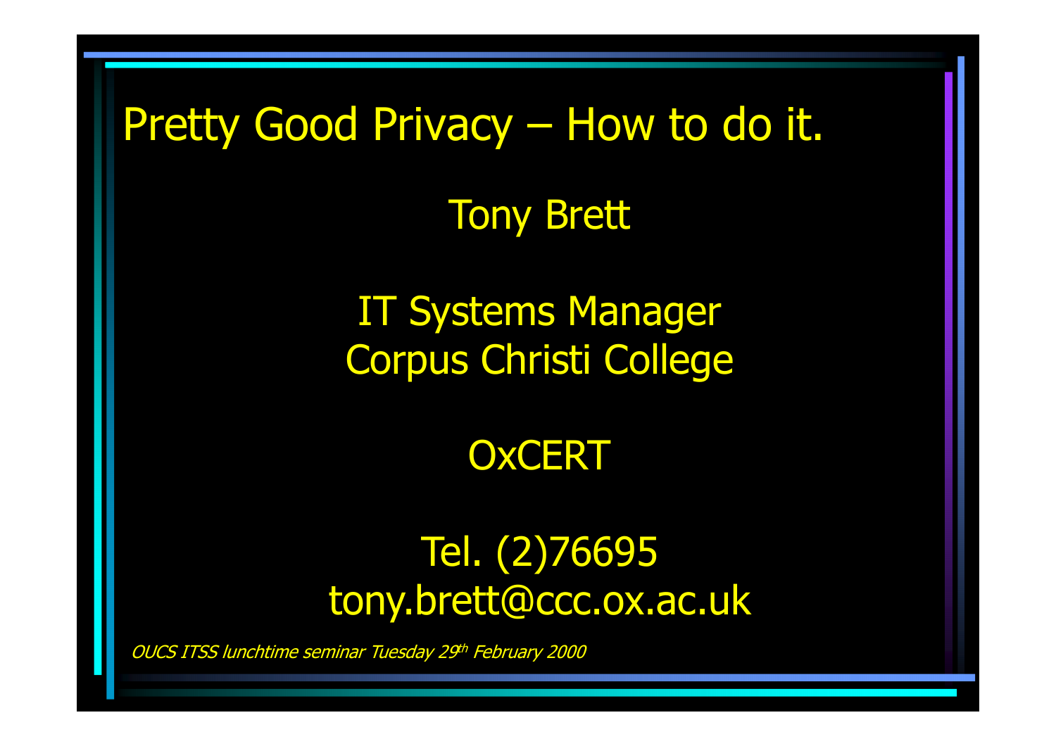# Pretty Good Privacy – How to do it.

Tony Brett

IT Systems Manager
Corpus Christi College

OxCERT

Tel. (2)76695
tony.brett@ccc.ox.ac.uk

*OUCS ITSS lunchtime seminar Tuesday 29th February 2000*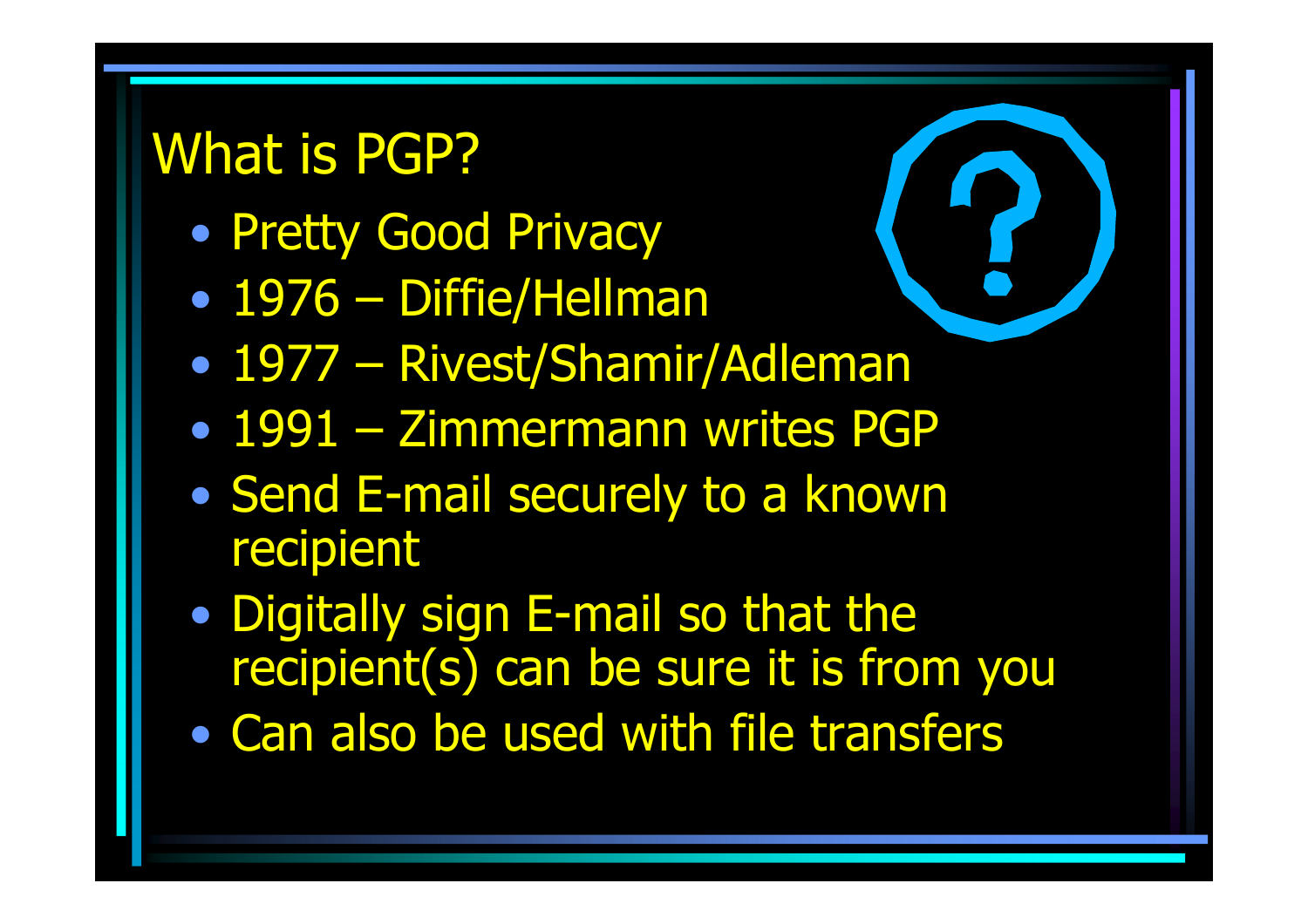# What is PGP?

- Pretty Good Privacy
- 1976 – Diffie/Hellman
- 1977 – Rivest/Shamir/Adleman
- 1991 – Zimmermann writes PGP
- Send E-mail securely to a known recipient
- Digitally sign E-mail so that the recipient(s) can be sure it is from you
- Can also be used with file transfers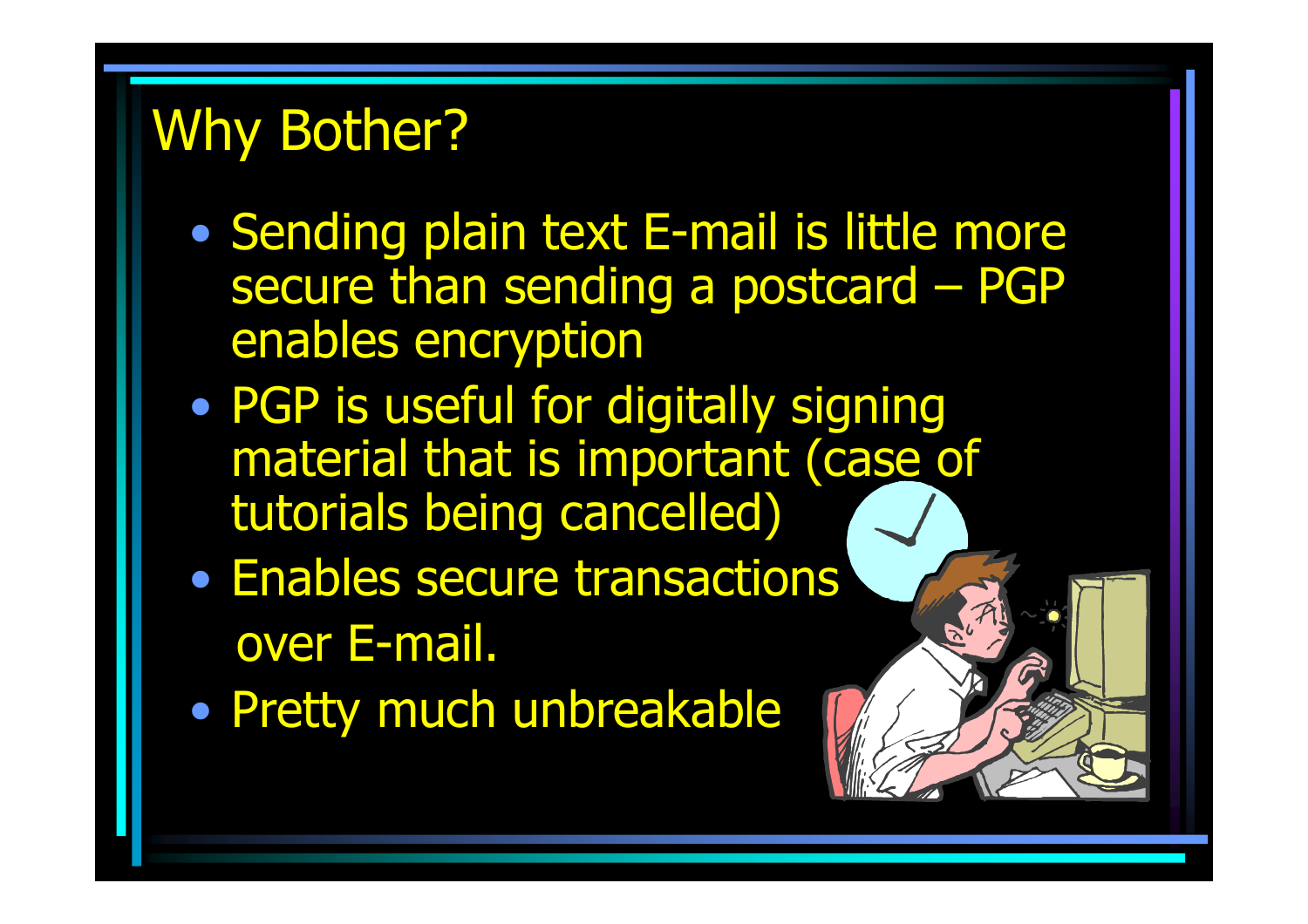# Why Bother?

- Sending plain text E-mail is little more secure than sending a postcard – PGP enables encryption
- PGP is useful for digitally signing material that is important (case of tutorials being cancelled)
- Enables secure transactions over E-mail.
- Pretty much unbreakable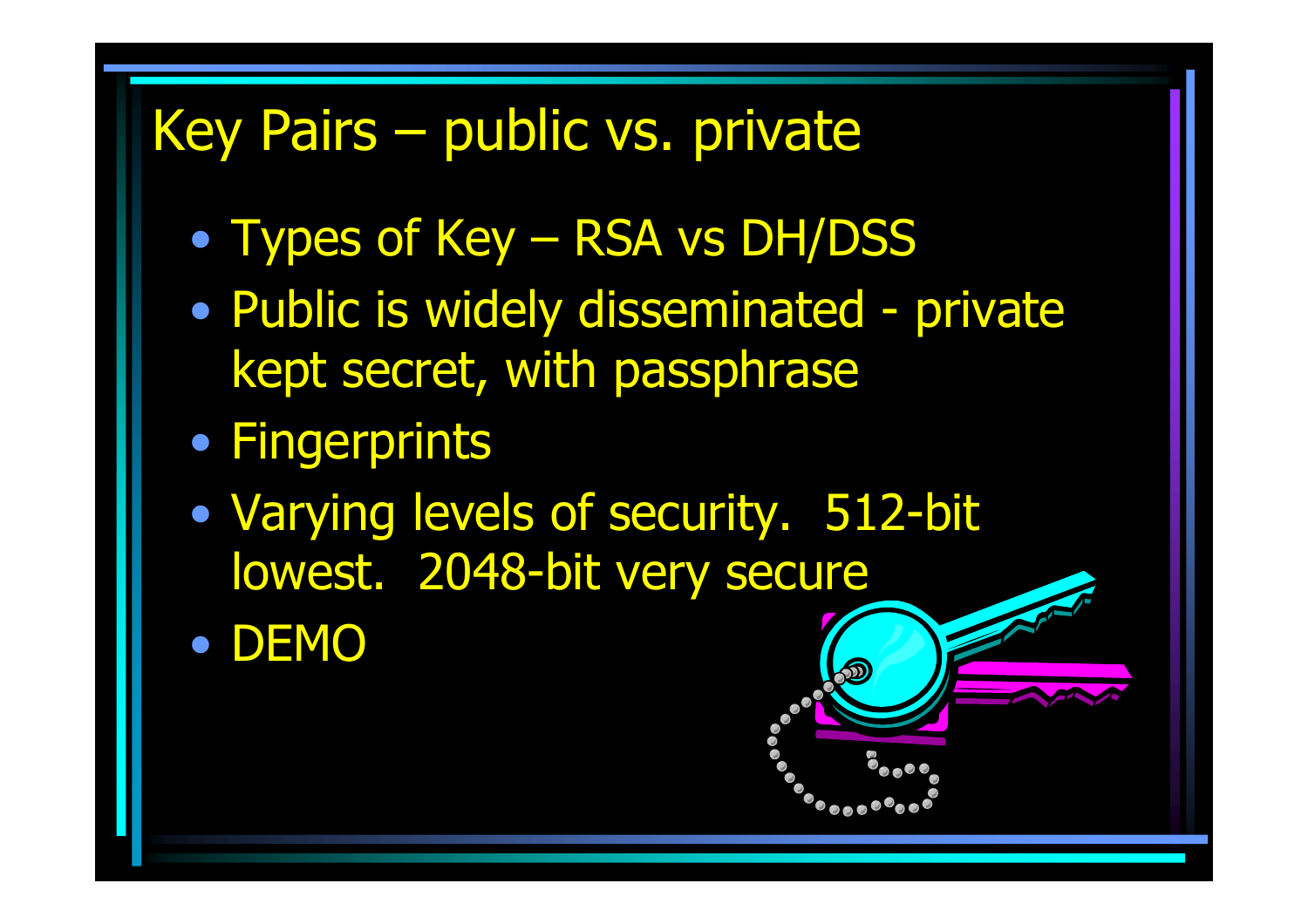# Key Pairs – public vs. private

- Types of Key – RSA vs DH/DSS
- Public is widely disseminated - private kept secret, with passphrase
- Fingerprints
- Varying levels of security.  512-bit lowest.  2048-bit very secure
- DEMO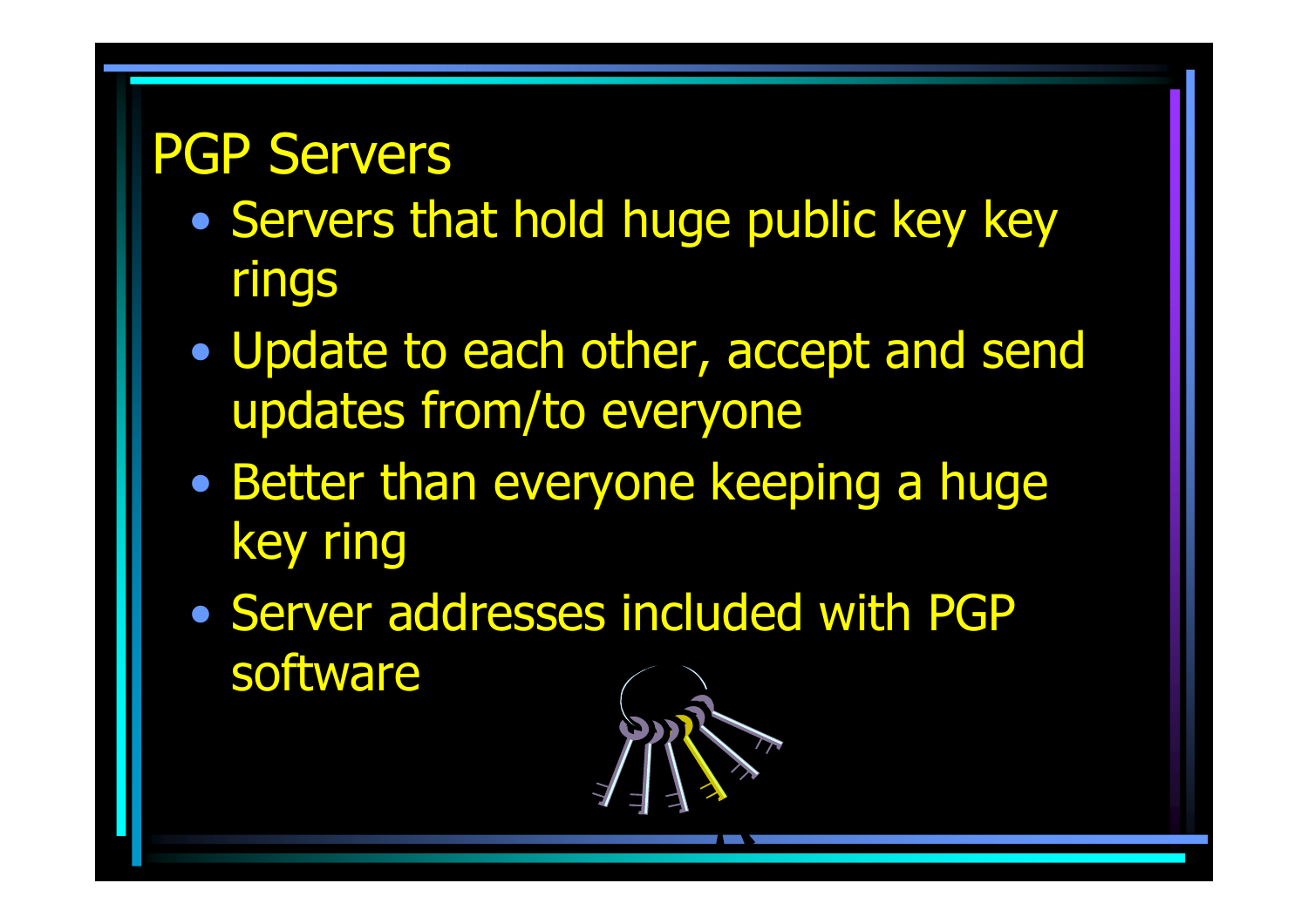# PGP Servers

- Servers that hold huge public key key rings
- Update to each other, accept and send updates from/to everyone
- Better than everyone keeping a huge key ring
- Server addresses included with PGP software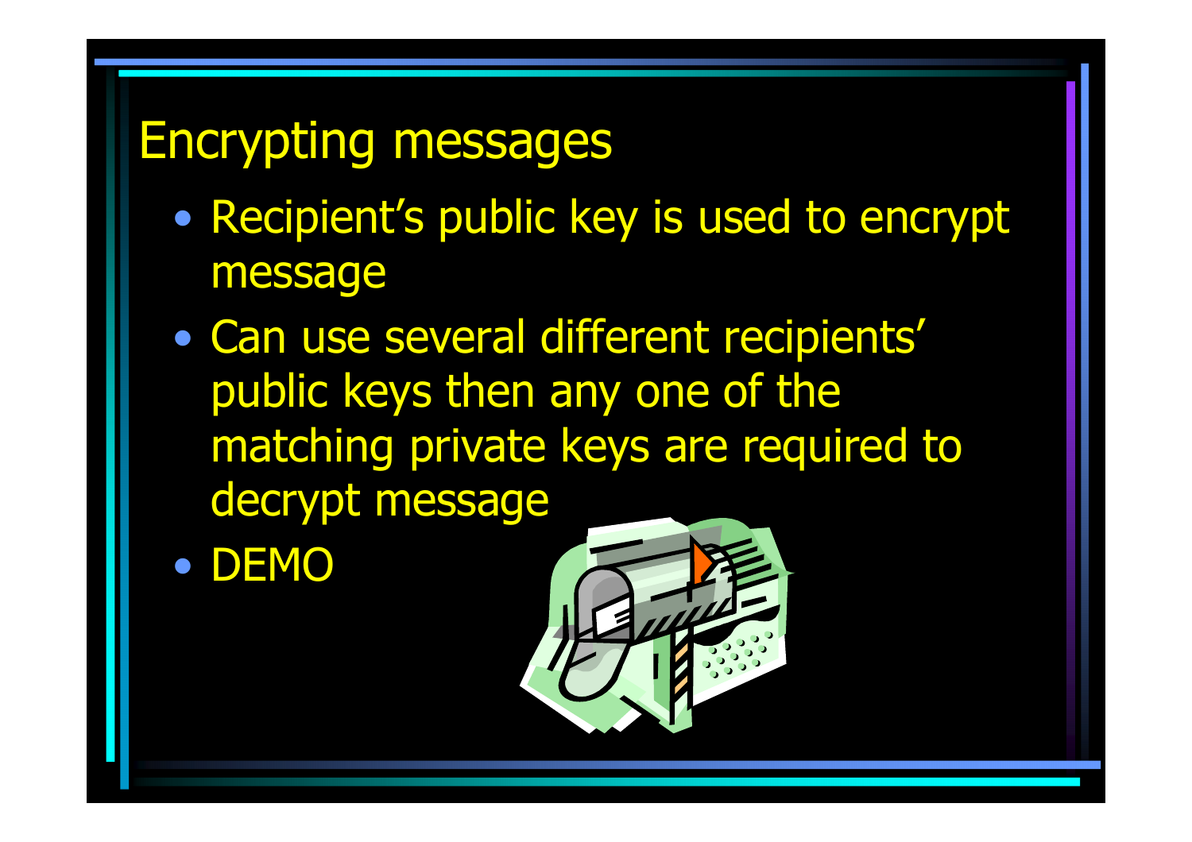# Encrypting messages

- Recipient's public key is used to encrypt message
- Can use several different recipients' public keys then any one of the matching private keys are required to decrypt message
- DEMO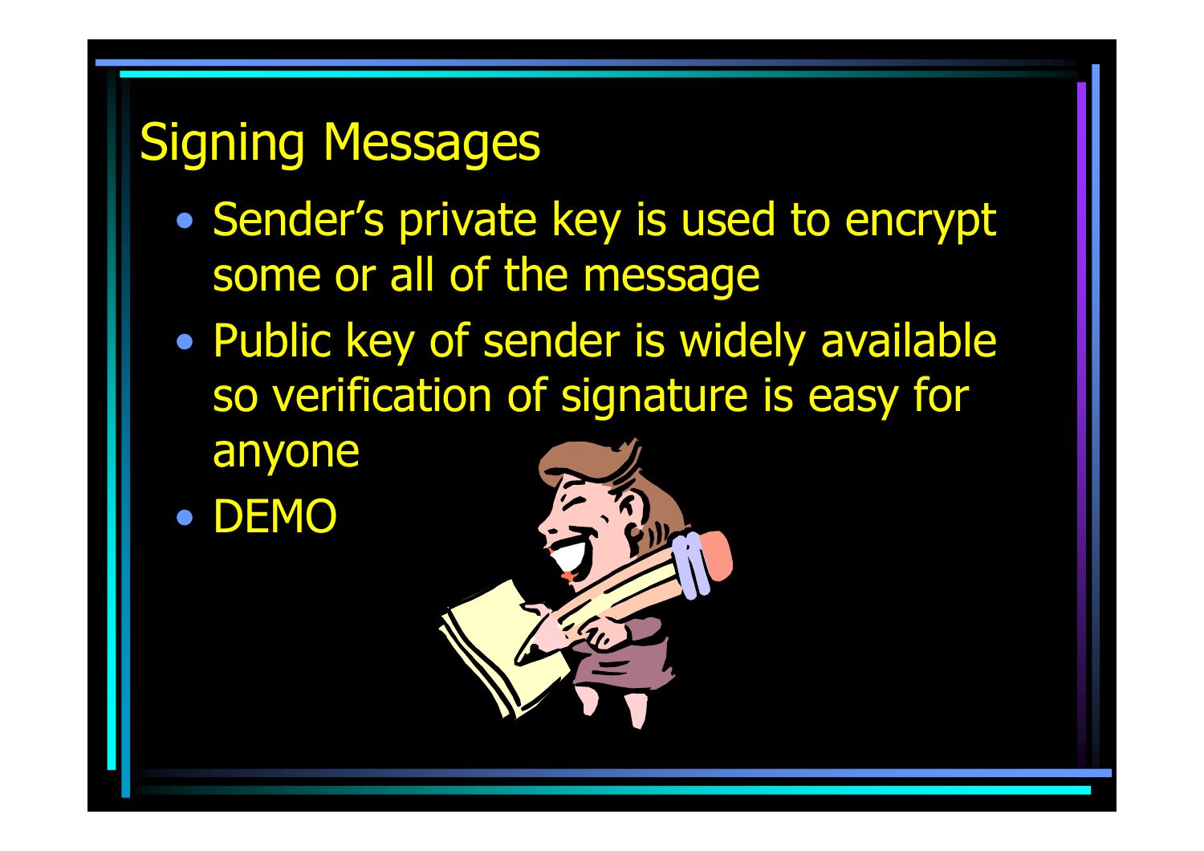# Signing Messages

- Sender's private key is used to encrypt some or all of the message
- Public key of sender is widely available so verification of signature is easy for anyone
- DEMO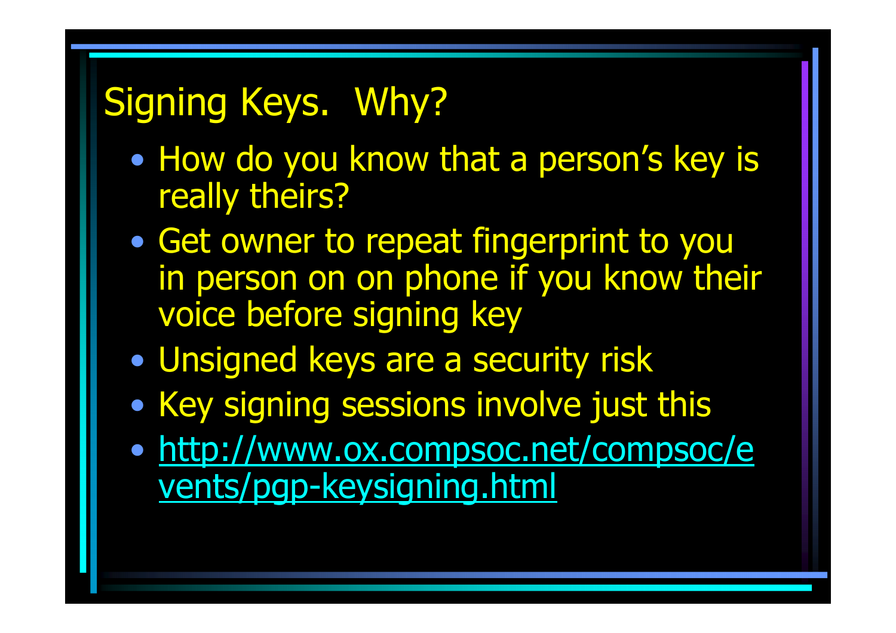# Signing Keys.  Why?

- How do you know that a person’s key is really theirs?
- Get owner to repeat fingerprint to you in person on on phone if you know their voice before signing key
- Unsigned keys are a security risk
- Key signing sessions involve just this
- [http://www.ox.compsoc.net/compsoc/events/pgp-keysigning.html](http://www.ox.compsoc.net/compsoc/events/pgp-keysigning.html)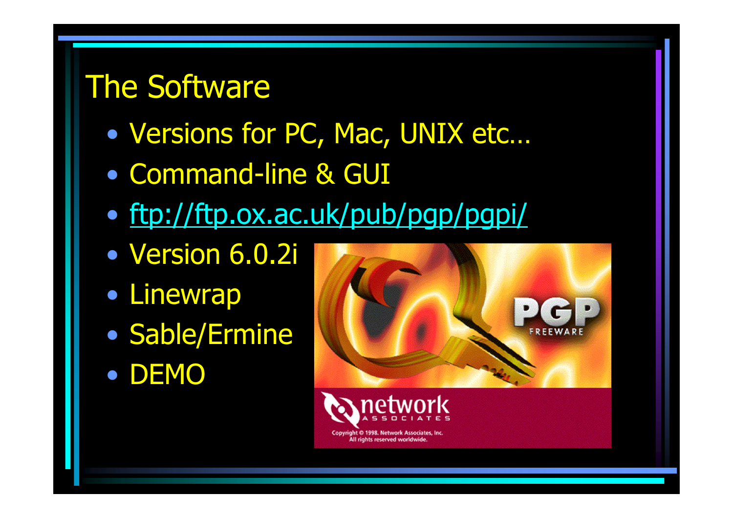# The Software

- Versions for PC, Mac, UNIX etc…
- Command-line & GUI
- ftp://ftp.ox.ac.uk/pub/pgp/pgpi/
- Version 6.0.2i
- Linewrap
- Sable/Ermine
- DEMO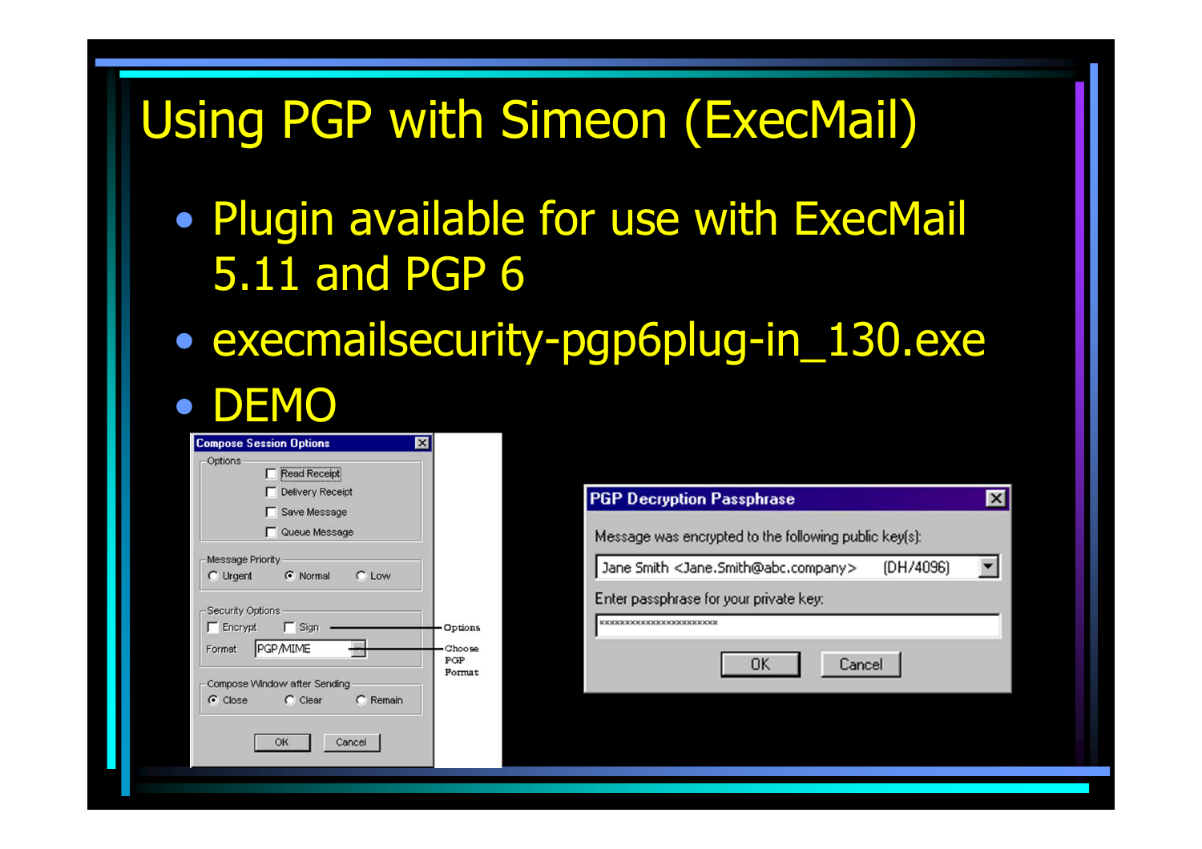# Using PGP with Simeon (ExecMail)

- Plugin available for use with ExecMail 5.11 and PGP 6
- execmailsecurity-pgp6plug-in_130.exe
- DEMO

**Compose Session Options**

Options
- Read Receipt
- Delivery Receipt
- Save Message
- Queue Message

Message Priority
- Urgent
- Normal
- Low

Security Options
- Encrypt
- Sign — Options

Format: PGP/MIME — Choose PGP Format

Compose Window after Sending
- Close
- Clear
- Remain

OK | Cancel

**PGP Decryption Passphrase**

Message was encrypted to the following public key(s):

Jane Smith <Jane.Smith@abc.company> (DH/4096)

Enter passphrase for your private key:

**********************

OK | Cancel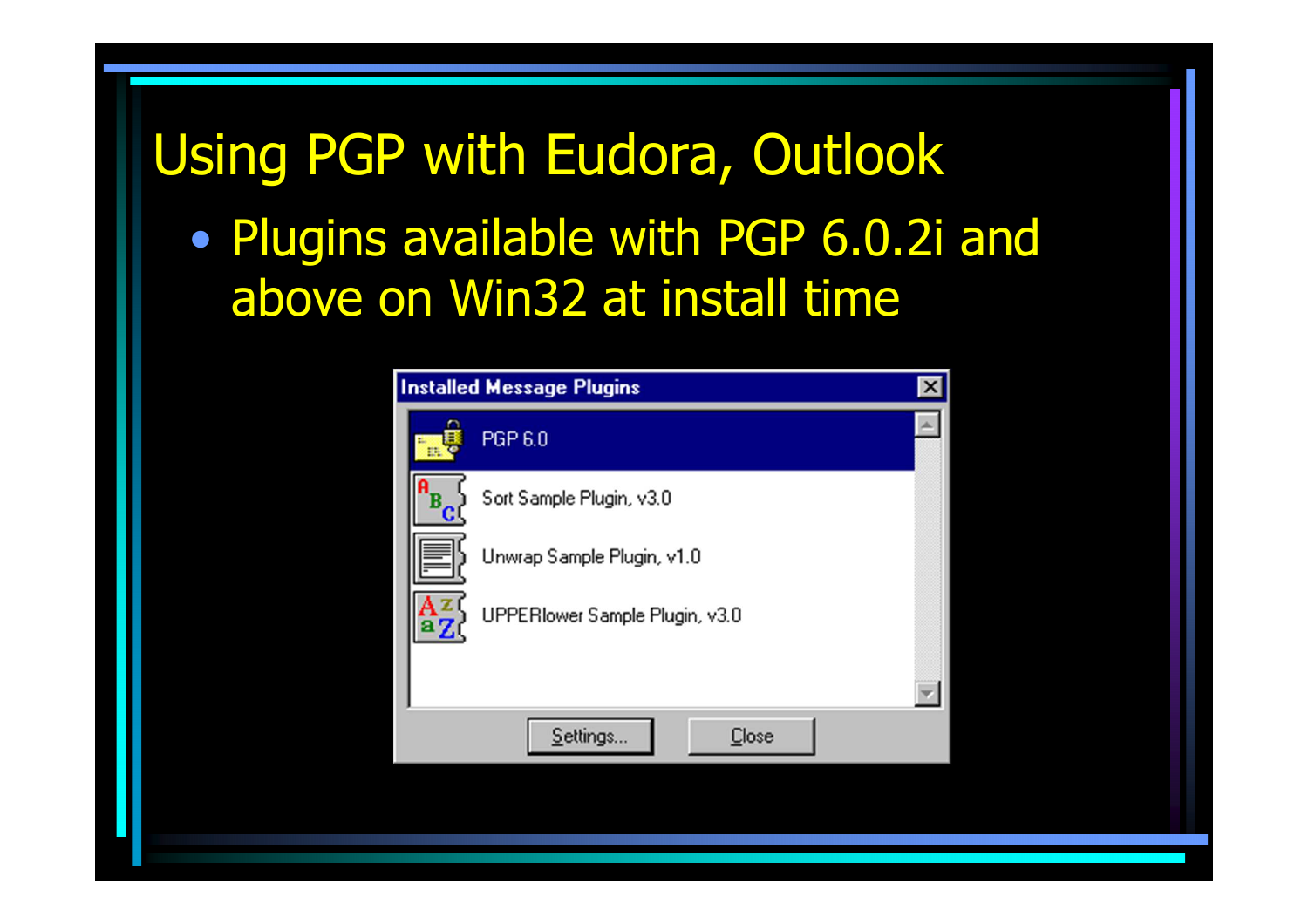# Using PGP with Eudora, Outlook

- Plugins available with PGP 6.0.2i and above on Win32 at install time

Installed Message Plugins

- PGP 6.0
- Sort Sample Plugin, v3.0
- Unwrap Sample Plugin, v1.0
- UPPERlower Sample Plugin, v3.0

Settings... Close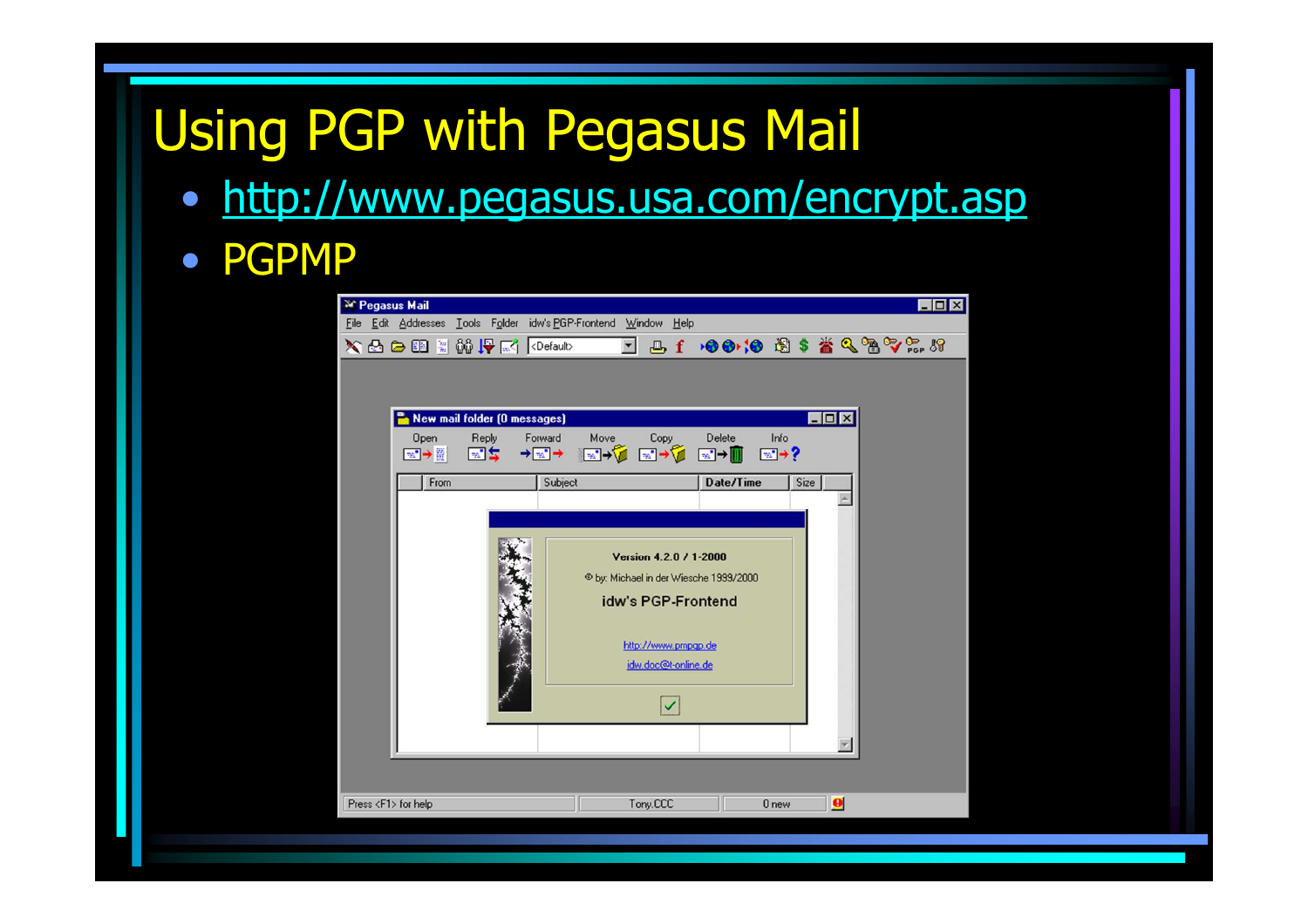# Using PGP with Pegasus Mail

- http://www.pegasus.usa.com/encrypt.asp
- PGPMP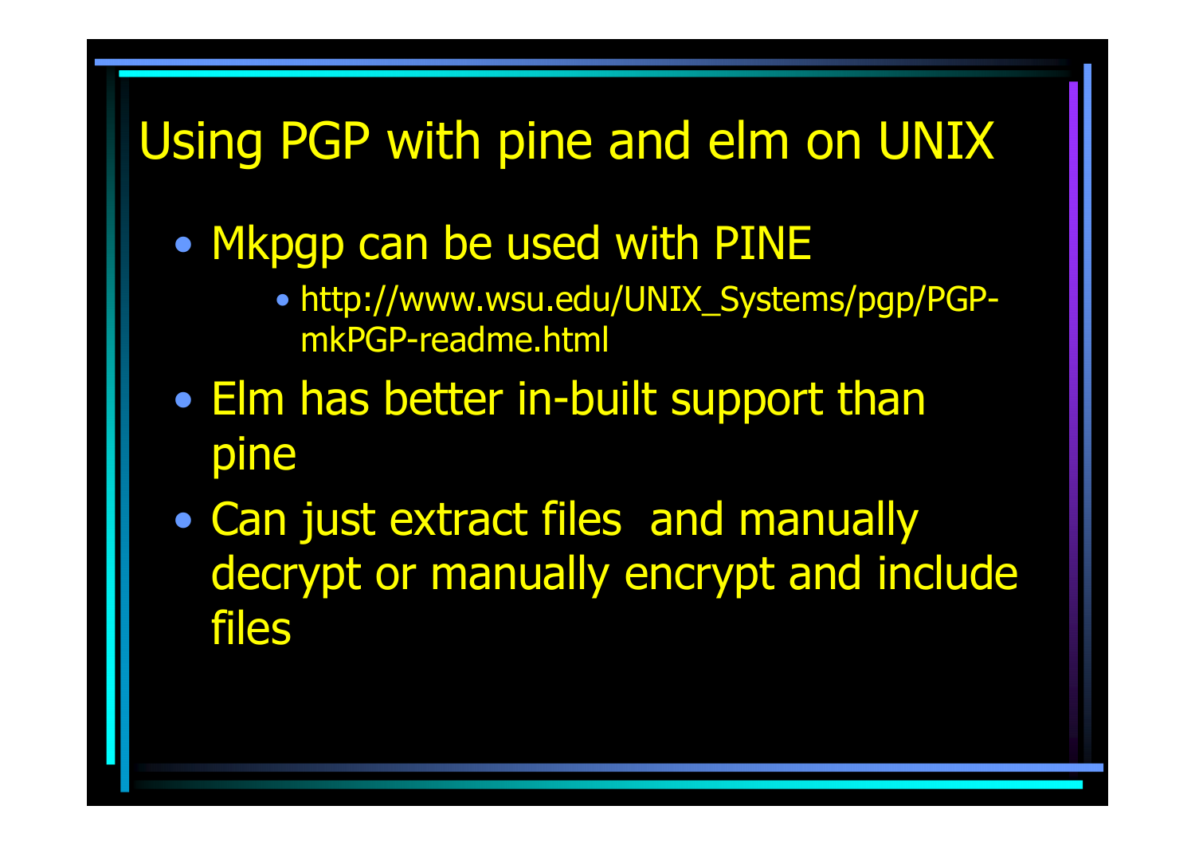# Using PGP with pine and elm on UNIX

- Mkpgp can be used with PINE
  - http://www.wsu.edu/UNIX_Systems/pgp/PGP-mkPGP-readme.html
- Elm has better in-built support than pine
- Can just extract files  and manually decrypt or manually encrypt and include files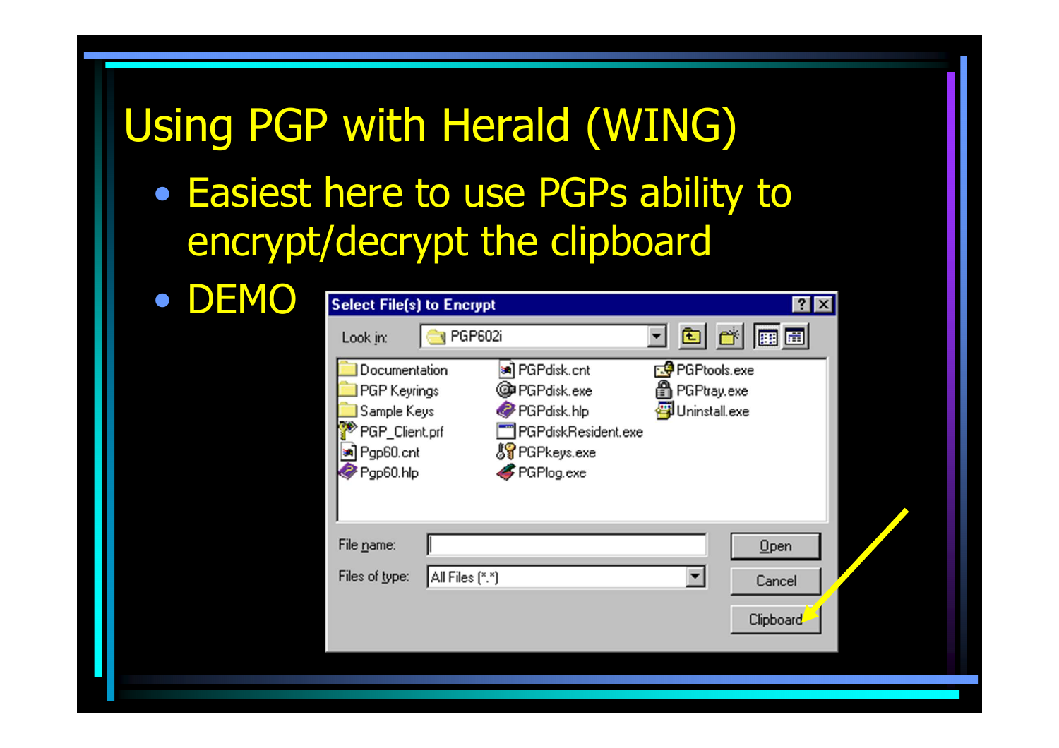# Using PGP with Herald (WING)

- Easiest here to use PGPs ability to encrypt/decrypt the clipboard
- DEMO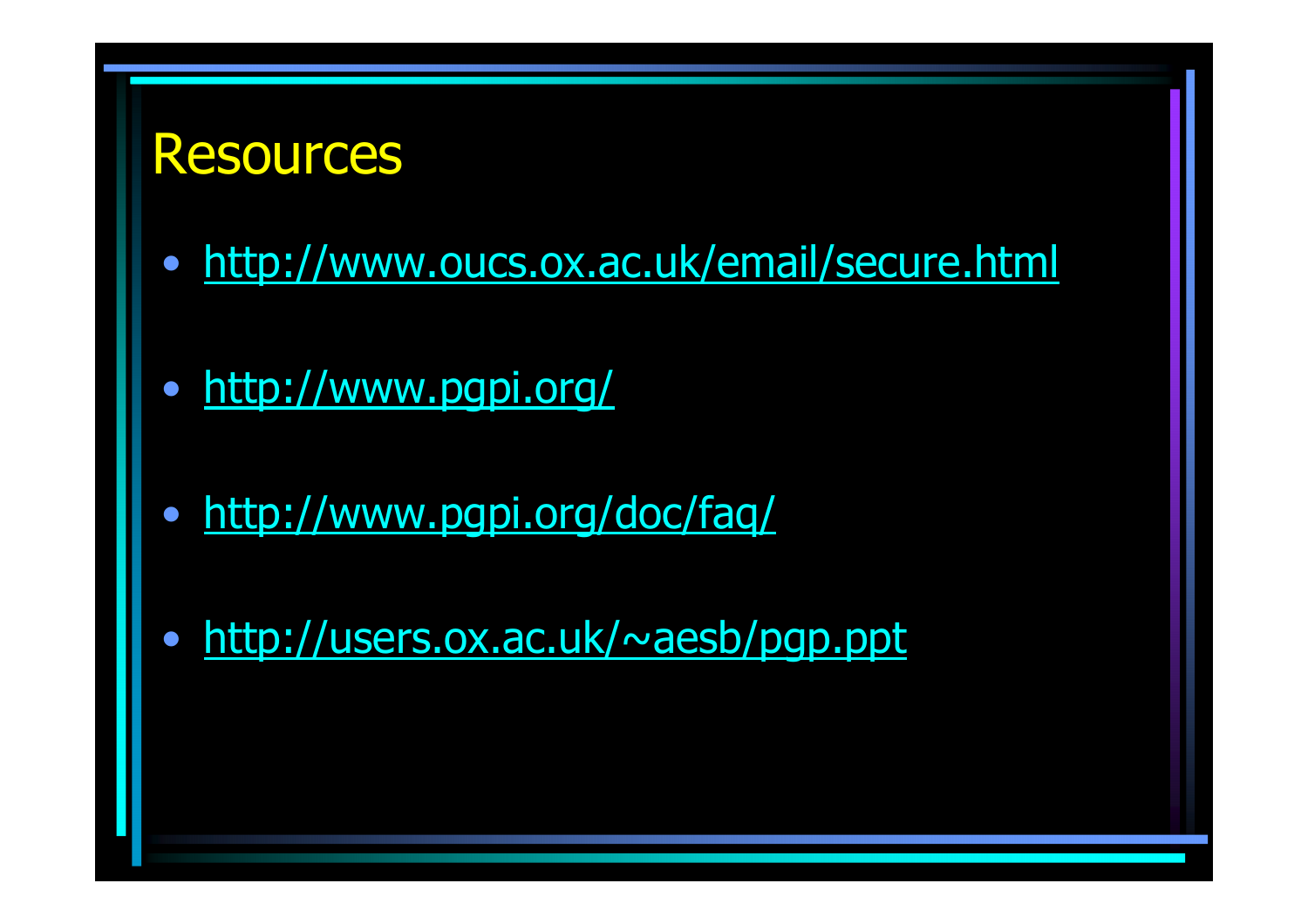# Resources

- http://www.oucs.ox.ac.uk/email/secure.html
- http://www.pgpi.org/
- http://www.pgpi.org/doc/faq/
- http://users.ox.ac.uk/~aesb/pgp.ppt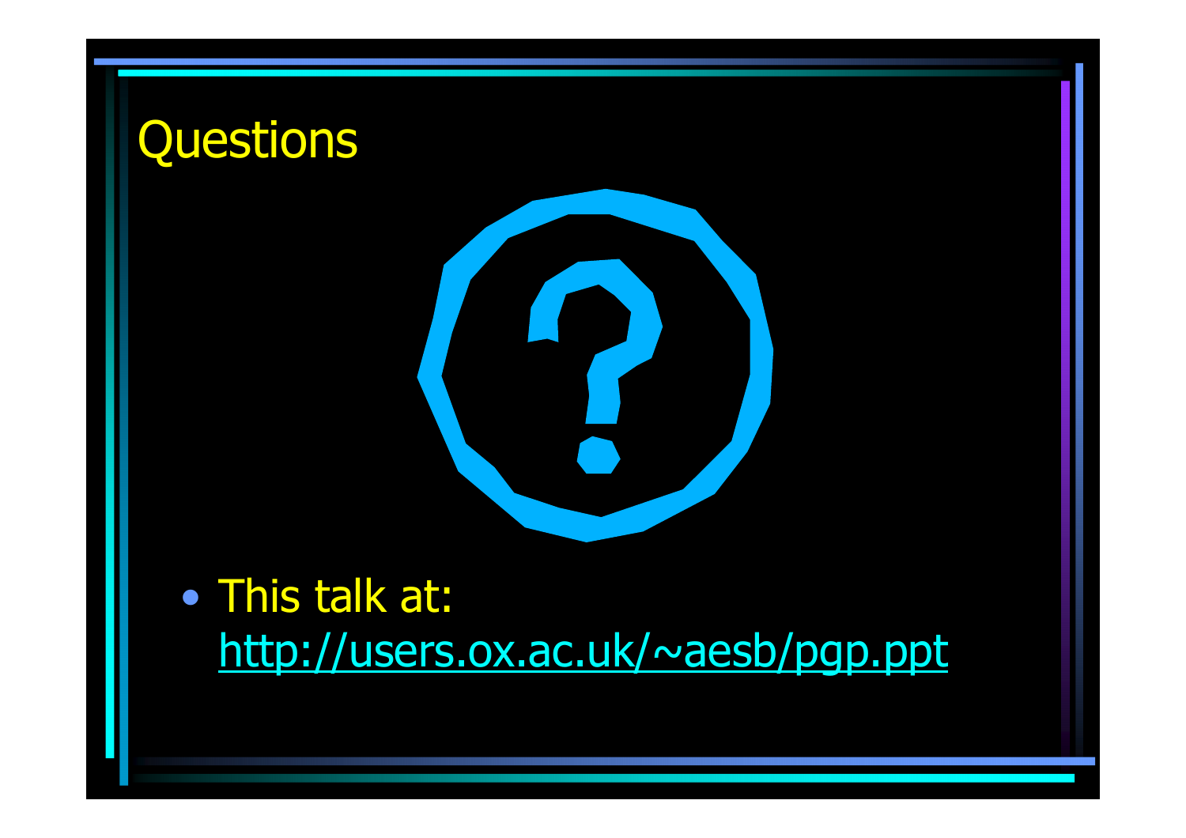# Questions

- This talk at: http://users.ox.ac.uk/~aesb/pgp.ppt